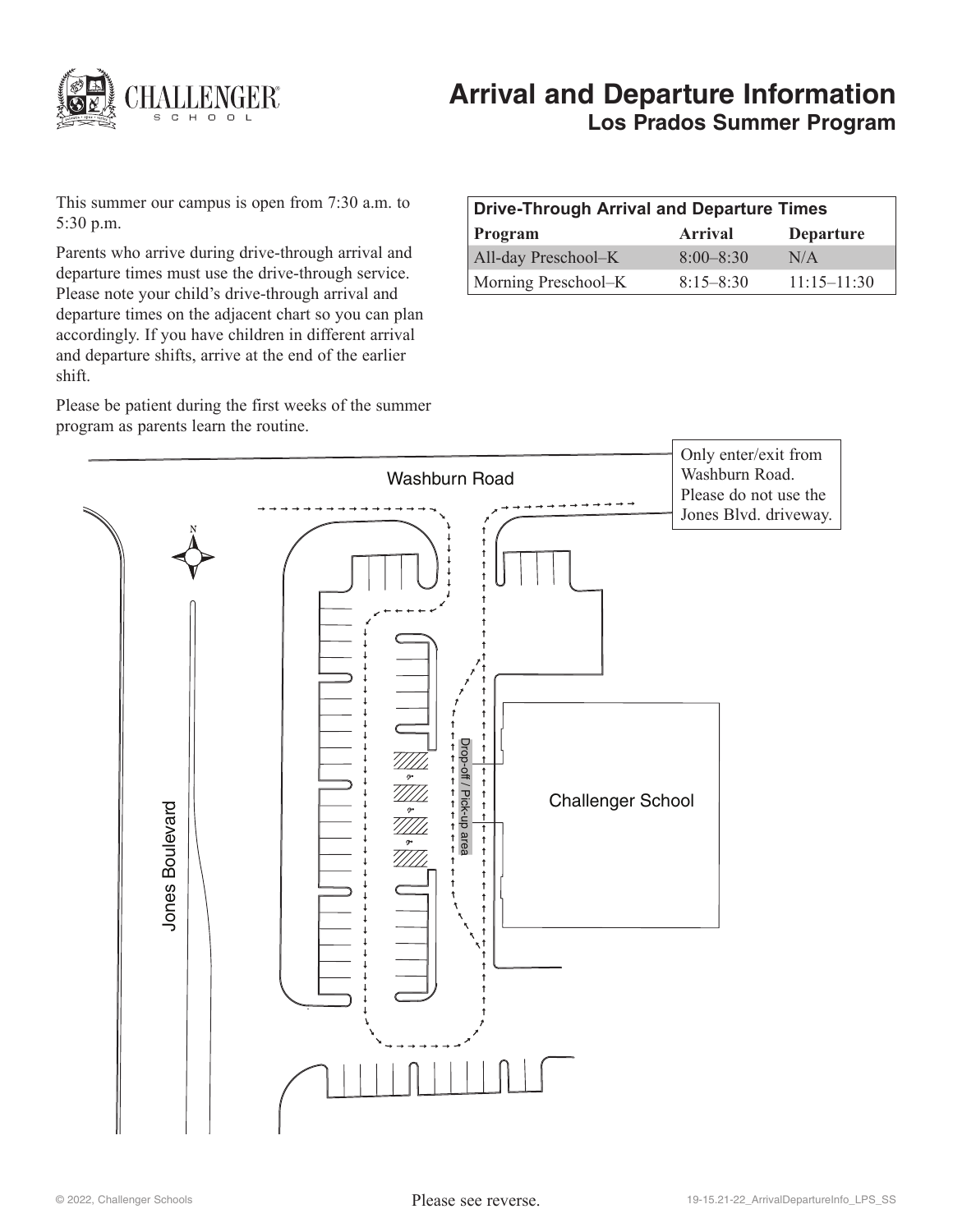# Arrival and Departure Information

## Los Prados Summer Program

This summer our campus is open from 7:30 a.m. to 5:30 p.m.

Parents who arrive during drive-through arrival and departure times must use the drive-through service. Please note your child's drive-through arrival and departure times on the adjacent chart so you can plan accordingly. If you have children in different arrival and departure shifts, arrive at the end of the earlier shift.

Please be patient during the first weeks of the summer program as parents learn the routine.

| Drive-Through Arrival and Departure Times | | |
|---|---|---|
| **Program** | **Arrival** | **Departure** |
| All-day Preschool–K | 8:00–8:30 | N/A |
| Morning Preschool–K | 8:15–8:30 | 11:15–11:30 |

Washburn Road

Only enter/exit from Washburn Road. Please do not use the Jones Blvd. driveway.

Jones Boulevard

Drop-off / Pick-up area

Challenger School

Please see reverse.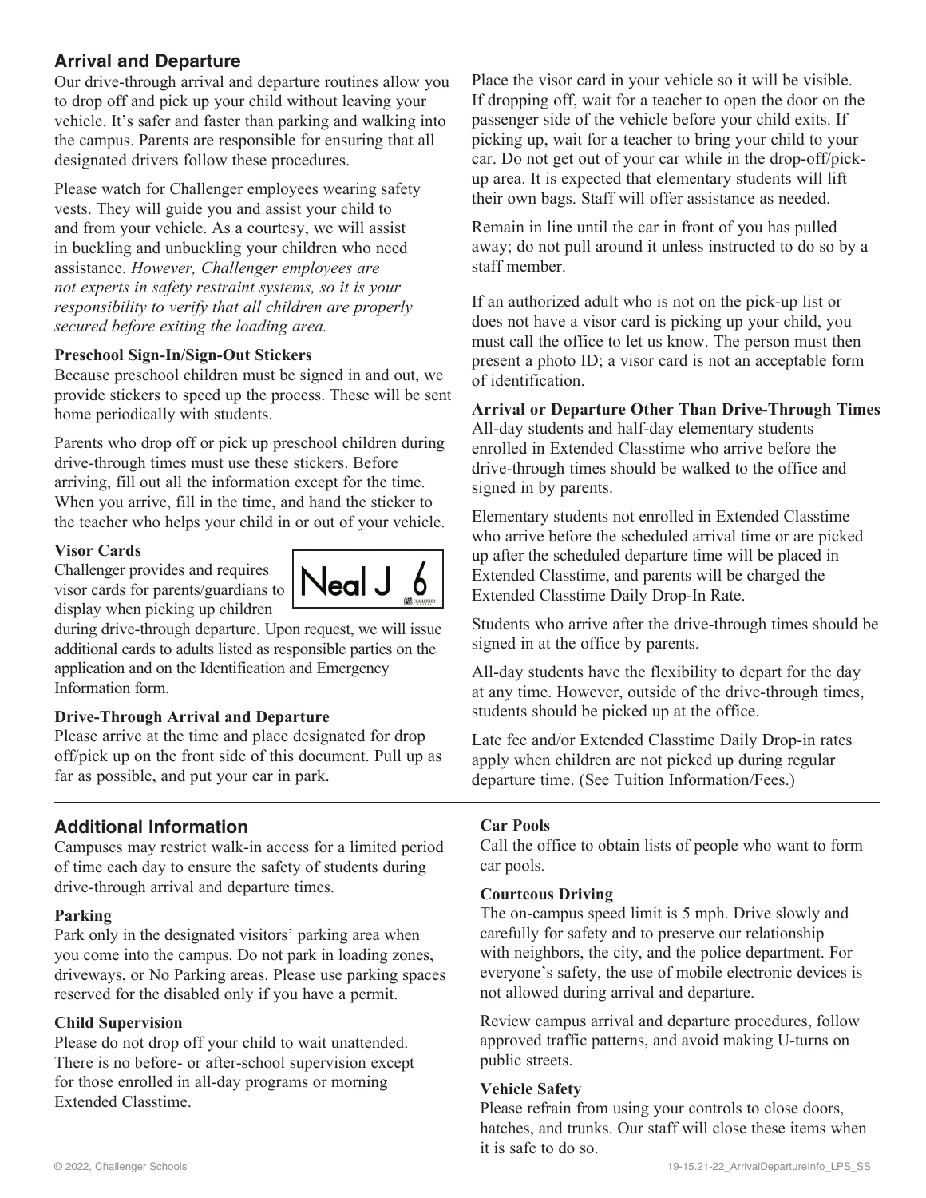## Arrival and Departure

Our drive-through arrival and departure routines allow you to drop off and pick up your child without leaving your vehicle. It's safer and faster than parking and walking into the campus. Parents are responsible for ensuring that all designated drivers follow these procedures.

Please watch for Challenger employees wearing safety vests. They will guide you and assist your child to and from your vehicle. As a courtesy, we will assist in buckling and unbuckling your children who need assistance. *However, Challenger employees are not experts in safety restraint systems, so it is your responsibility to verify that all children are properly secured before exiting the loading area.*

### Preschool Sign-In/Sign-Out Stickers

Because preschool children must be signed in and out, we provide stickers to speed up the process. These will be sent home periodically with students.

Parents who drop off or pick up preschool children during drive-through times must use these stickers. Before arriving, fill out all the information except for the time. When you arrive, fill in the time, and hand the sticker to the teacher who helps your child in or out of your vehicle.

### Visor Cards

Neal J 6

Challenger provides and requires visor cards for parents/guardians to display when picking up children during drive-through departure. Upon request, we will issue additional cards to adults listed as responsible parties on the application and on the Identification and Emergency Information form.

### Drive-Through Arrival and Departure

Please arrive at the time and place designated for drop off/pick up on the front side of this document. Pull up as far as possible, and put your car in park.

Place the visor card in your vehicle so it will be visible. If dropping off, wait for a teacher to open the door on the passenger side of the vehicle before your child exits. If picking up, wait for a teacher to bring your child to your car. Do not get out of your car while in the drop-off/pick-up area. It is expected that elementary students will lift their own bags. Staff will offer assistance as needed.

Remain in line until the car in front of you has pulled away; do not pull around it unless instructed to do so by a staff member.

If an authorized adult who is not on the pick-up list or does not have a visor card is picking up your child, you must call the office to let us know. The person must then present a photo ID; a visor card is not an acceptable form of identification.

### Arrival or Departure Other Than Drive-Through Times

All-day students and half-day elementary students enrolled in Extended Classtime who arrive before the drive-through times should be walked to the office and signed in by parents.

Elementary students not enrolled in Extended Classtime who arrive before the scheduled arrival time or are picked up after the scheduled departure time will be placed in Extended Classtime, and parents will be charged the Extended Classtime Daily Drop-In Rate.

Students who arrive after the drive-through times should be signed in at the office by parents.

All-day students have the flexibility to depart for the day at any time. However, outside of the drive-through times, students should be picked up at the office.

Late fee and/or Extended Classtime Daily Drop-in rates apply when children are not picked up during regular departure time. (See Tuition Information/Fees.)

## Additional Information

Campuses may restrict walk-in access for a limited period of time each day to ensure the safety of students during drive-through arrival and departure times.

### Parking

Park only in the designated visitors' parking area when you come into the campus. Do not park in loading zones, driveways, or No Parking areas. Please use parking spaces reserved for the disabled only if you have a permit.

### Child Supervision

Please do not drop off your child to wait unattended. There is no before- or after-school supervision except for those enrolled in all-day programs or morning Extended Classtime.

### Car Pools

Call the office to obtain lists of people who want to form car pools.

### Courteous Driving

The on-campus speed limit is 5 mph. Drive slowly and carefully for safety and to preserve our relationship with neighbors, the city, and the police department. For everyone's safety, the use of mobile electronic devices is not allowed during arrival and departure.

Review campus arrival and departure procedures, follow approved traffic patterns, and avoid making U-turns on public streets.

### Vehicle Safety

Please refrain from using your controls to close doors, hatches, and trunks. Our staff will close these items when it is safe to do so.